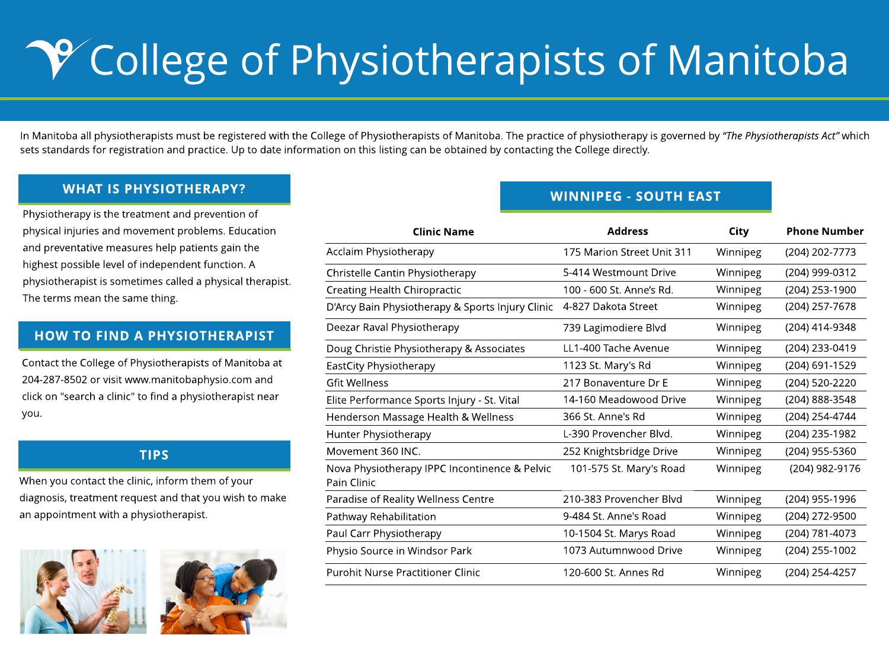# College of Physiotherapists of Manitoba

In Manitoba all physiotherapists must be registered with the College of Physiotherapists of Manitoba. The practice of physiotherapy is governed by *"The Physiotherapists Act"* which sets standards for registration and practice. Up to date information on this listing can be obtained by contacting the College directly.

## WHAT IS PHYSIOTHERAPY?

Physiotherapy is the treatment and prevention of physical injuries and movement problems. Education and preventative measures help patients gain the highest possible level of independent function. A physiotherapist is sometimes called a physical therapist. The terms mean the same thing.

## HOW TO FIND A PHYSIOTHERAPIST

Contact the College of Physiotherapists of Manitoba at 204-287-8502 or visit www.manitobaphysio.com and click on "search a clinic" to find a physiotherapist near you.

## TIPS

When you contact the clinic, inform them of your diagnosis, treatment request and that you wish to make an appointment with a physiotherapist.

## WINNIPEG - SOUTH EAST

| Clinic Name | Address | City | Phone Number |
|---|---|---|---|
| Acclaim Physiotherapy | 175 Marion Street Unit 311 | Winnipeg | (204) 202-7773 |
| Christelle Cantin Physiotherapy | 5-414 Westmount Drive | Winnipeg | (204) 999-0312 |
| Creating Health Chiropractic | 100 - 600 St. Anne's Rd. | Winnipeg | (204) 253-1900 |
| D'Arcy Bain Physiotherapy & Sports Injury Clinic | 4-827 Dakota Street | Winnipeg | (204) 257-7678 |
| Deezar Raval Physiotherapy | 739 Lagimodiere Blvd | Winnipeg | (204) 414-9348 |
| Doug Christie Physiotherapy & Associates | LL1-400 Tache Avenue | Winnipeg | (204) 233-0419 |
| EastCity Physiotherapy | 1123 St. Mary's Rd | Winnipeg | (204) 691-1529 |
| Gfit Wellness | 217 Bonaventure Dr E | Winnipeg | (204) 520-2220 |
| Elite Performance Sports Injury - St. Vital | 14-160 Meadowood Drive | Winnipeg | (204) 888-3548 |
| Henderson Massage Health & Wellness | 366 St. Anne's Rd | Winnipeg | (204) 254-4744 |
| Hunter Physiotherapy | L-390 Provencher Blvd. | Winnipeg | (204) 235-1982 |
| Movement 360 INC. | 252 Knightsbridge Drive | Winnipeg | (204) 955-5360 |
| Nova Physiotherapy IPPC Incontinence & Pelvic Pain Clinic | 101-575 St. Mary's Road | Winnipeg | (204) 982-9176 |
| Paradise of Reality Wellness Centre | 210-383 Provencher Blvd | Winnipeg | (204) 955-1996 |
| Pathway Rehabilitation | 9-484 St. Anne's Road | Winnipeg | (204) 272-9500 |
| Paul Carr Physiotherapy | 10-1504 St. Marys Road | Winnipeg | (204) 781-4073 |
| Physio Source in Windsor Park | 1073 Autumnwood Drive | Winnipeg | (204) 255-1002 |
| Purohit Nurse Practitioner Clinic | 120-600 St. Annes Rd | Winnipeg | (204) 254-4257 |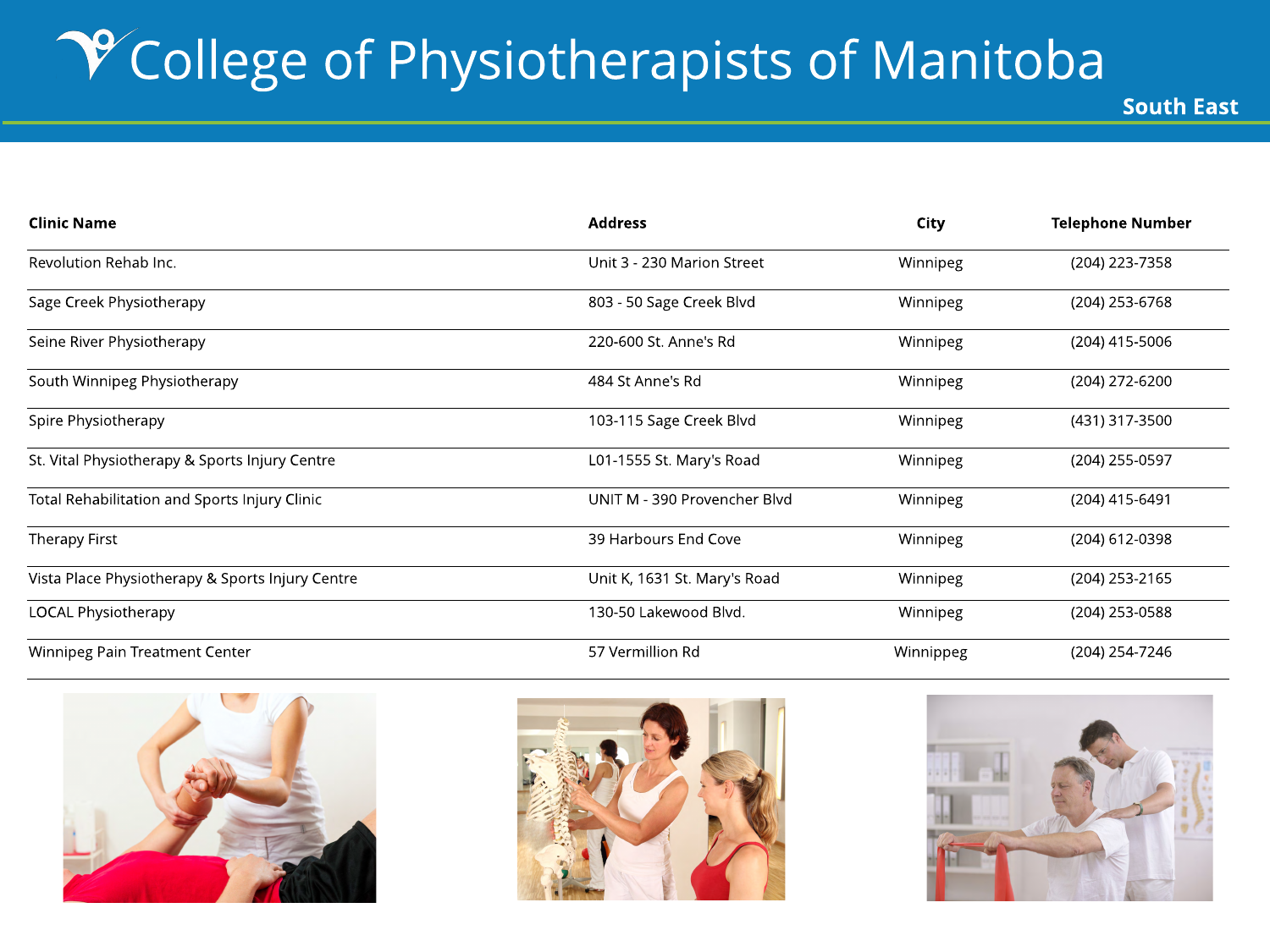# College of Physiotherapists of Manitoba

## South East

| Clinic Name | Address | City | Telephone Number |
| --- | --- | --- | --- |
| Revolution Rehab Inc. | Unit 3 - 230 Marion Street | Winnipeg | (204) 223-7358 |
| Sage Creek Physiotherapy | 803 - 50 Sage Creek Blvd | Winnipeg | (204) 253-6768 |
| Seine River Physiotherapy | 220-600 St. Anne's Rd | Winnipeg | (204) 415-5006 |
| South Winnipeg Physiotherapy | 484 St Anne's Rd | Winnipeg | (204) 272-6200 |
| Spire Physiotherapy | 103-115 Sage Creek Blvd | Winnipeg | (431) 317-3500 |
| St. Vital Physiotherapy & Sports Injury Centre | L01-1555 St. Mary's Road | Winnipeg | (204) 255-0597 |
| Total Rehabilitation and Sports Injury Clinic | UNIT M - 390 Provencher Blvd | Winnipeg | (204) 415-6491 |
| Therapy First | 39 Harbours End Cove | Winnipeg | (204) 612-0398 |
| Vista Place Physiotherapy & Sports Injury Centre | Unit K, 1631 St. Mary's Road | Winnipeg | (204) 253-2165 |
| LOCAL Physiotherapy | 130-50 Lakewood Blvd. | Winnipeg | (204) 253-0588 |
| Winnipeg Pain Treatment Center | 57 Vermillion Rd | Winnippeg | (204) 254-7246 |